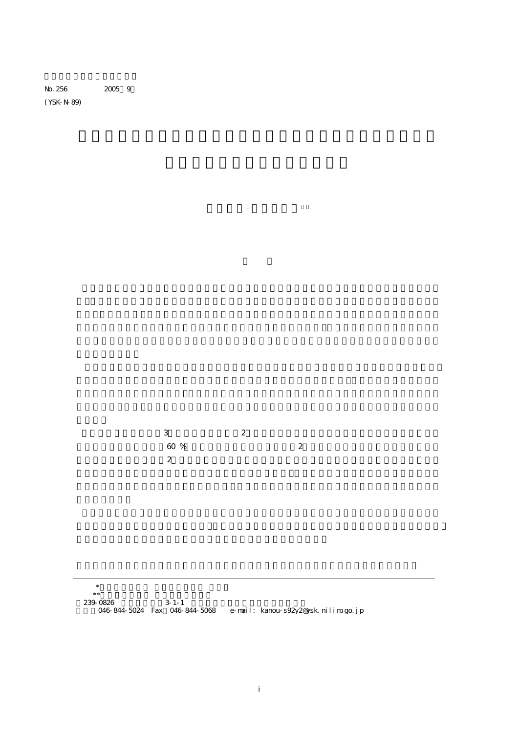No. 256　　　　2005　9

(YSK-N-89)

3　　　　　　　2

60 %　　　　　　　　　2

2

*

**

239-0826　　　　3-1-1

046-844-5024　Fax　046-844-5068　　e-mail: kanou-s92y2@ysk.nilim.go.jp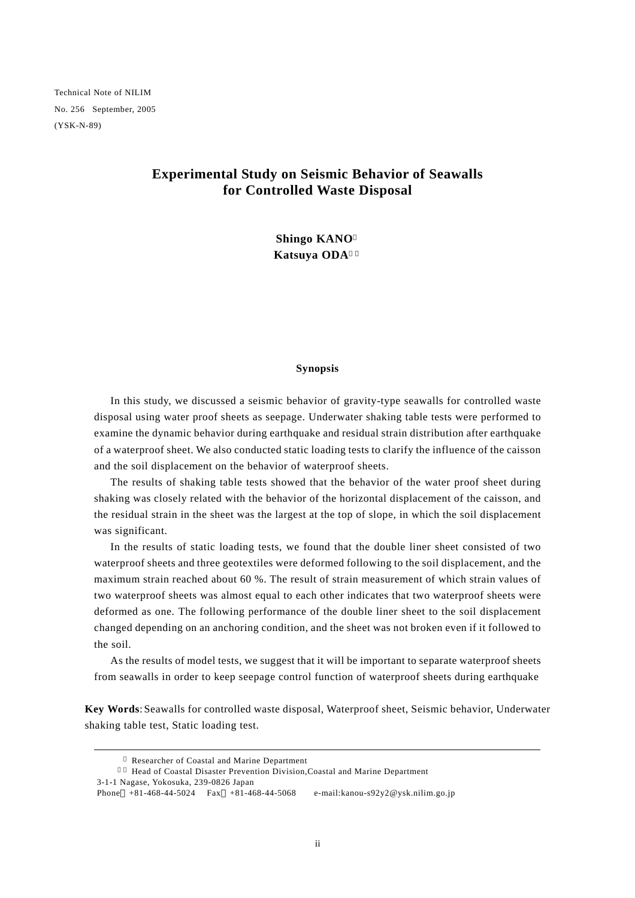Technical Note of NILIM
No. 256 September, 2005
(YSK-N-89)

# Experimental Study on Seismic Behavior of Seawalls for Controlled Waste Disposal

**Shingo KANO**＊
**Katsuya ODA**＊＊

## Synopsis

In this study, we discussed a seismic behavior of gravity-type seawalls for controlled waste disposal using water proof sheets as seepage. Underwater shaking table tests were performed to examine the dynamic behavior during earthquake and residual strain distribution after earthquake of a waterproof sheet. We also conducted static loading tests to clarify the influence of the caisson and the soil displacement on the behavior of waterproof sheets.

The results of shaking table tests showed that the behavior of the water proof sheet during shaking was closely related with the behavior of the horizontal displacement of the caisson, and the residual strain in the sheet was the largest at the top of slope, in which the soil displacement was significant.

In the results of static loading tests, we found that the double liner sheet consisted of two waterproof sheets and three geotextiles were deformed following to the soil displacement, and the maximum strain reached about 60 %. The result of strain measurement of which strain values of two waterproof sheets was almost equal to each other indicates that two waterproof sheets were deformed as one. The following performance of the double liner sheet to the soil displacement changed depending on an anchoring condition, and the sheet was not broken even if it followed to the soil.

As the results of model tests, we suggest that it will be important to separate waterproof sheets from seawalls in order to keep seepage control function of waterproof sheets during earthquake

**Key Words**: Seawalls for controlled waste disposal, Waterproof sheet, Seismic behavior, Underwater shaking table test, Static loading test.

---

＊ Researcher of Coastal and Marine Department
＊＊ Head of Coastal Disaster Prevention Division,Coastal and Marine Department
3-1-1 Nagase, Yokosuka, 239-0826 Japan
Phone：+81-468-44-5024 Fax：+81-468-44-5068 e-mail:kanou-s92y2@ysk.nilim.go.jp